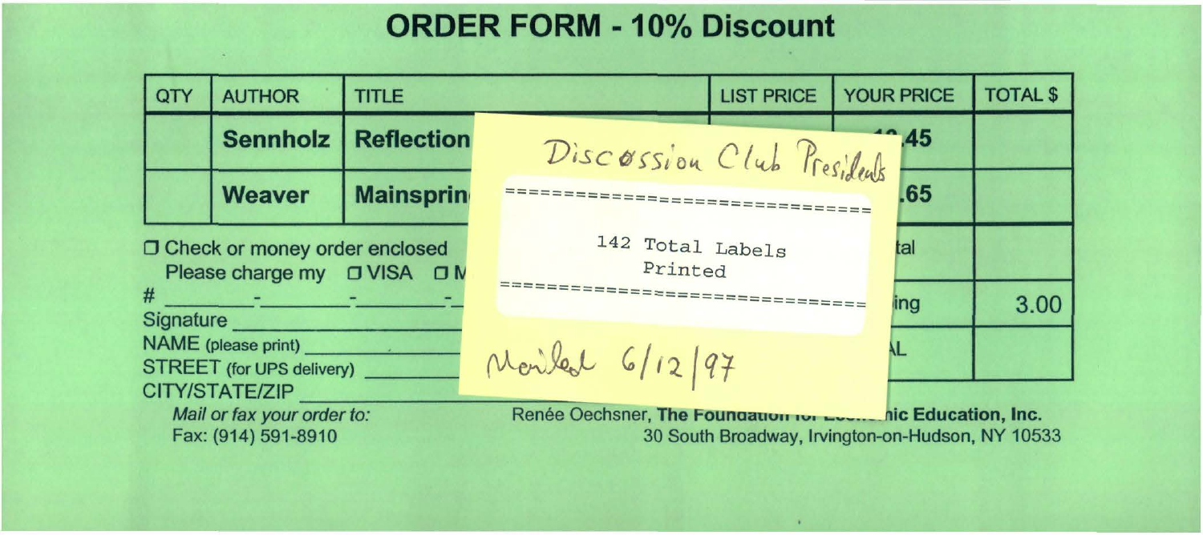# ORDER FORM - 10% Discount

| QTY | AUTHOR | TITLE | LIST PRICE | YOUR PRICE | TOTAL $ |
|---|---|---|---|---|---|
| | **Sennholz** | **Reflection** | | .45 | |
| | **Weaver** | **Mainsprin** | | .65 | |
| | | | | tal | |
| | | | | ing | 3.00 |
| | | | | AL | |

Discussion Club Presidents

```
==============================
142 Total Labels
Printed
==============================
```

Mailed 6/12/97

☐ Check or money order enclosed
Please charge my ☐ VISA ☐ M

\# \_\_\_\_\_\_-\_\_\_\_\_\_-\_\_\_\_\_\_-

Signature \_\_\_\_\_\_\_\_\_\_\_\_

NAME (please print) \_\_\_\_\_\_\_\_\_\_\_\_

STREET (for UPS delivery) \_\_\_\_\_\_\_\_\_\_\_\_

CITY/STATE/ZIP \_\_\_\_\_\_\_\_\_\_\_\_

*Mail or fax your order to:*
Fax: (914) 591-8910

Renée Oechsner, **The Foundation for Economic Education, Inc.**
30 South Broadway, Irvington-on-Hudson, NY 10533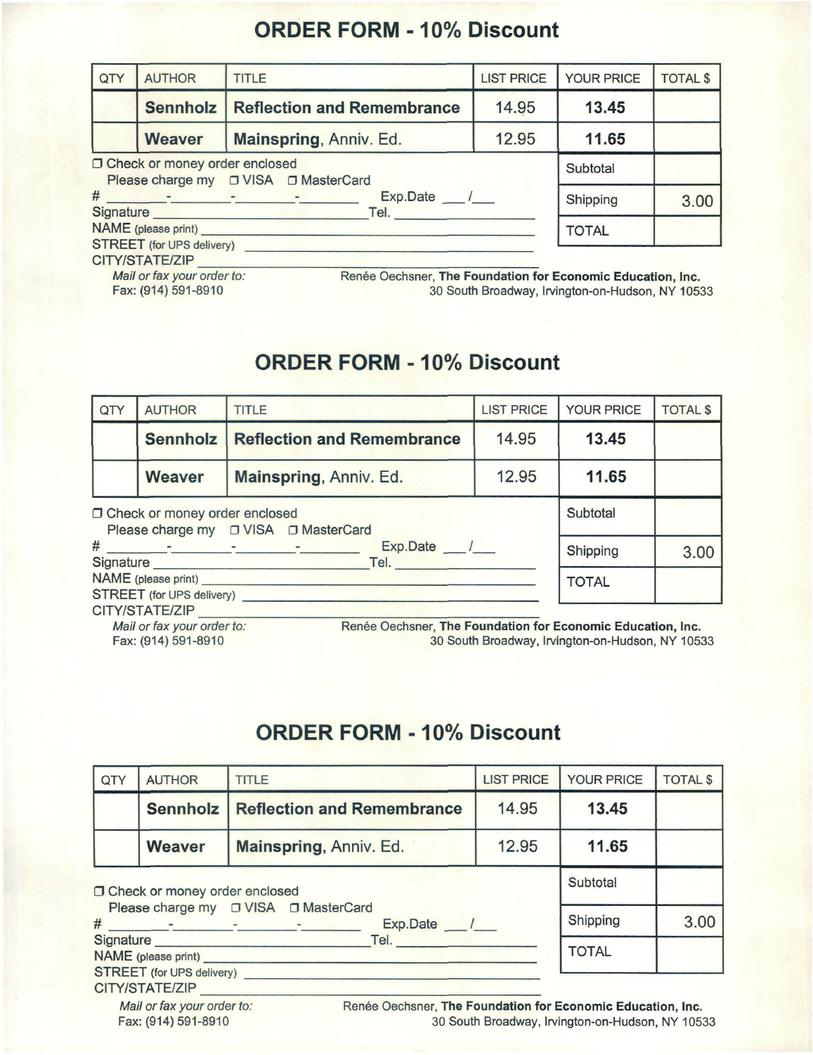## ORDER FORM - 10% Discount

| QTY | AUTHOR | TITLE | LIST PRICE | YOUR PRICE | TOTAL $ |
|---|---|---|---|---|---|
| | **Sennholz** | **Reflection and Remembrance** | 14.95 | **13.45** | |
| | **Weaver** | **Mainspring**, Anniv. Ed. | 12.95 | **11.65** | |
| | | | | Subtotal | |
| | | | | Shipping | 3.00 |
| | | | | TOTAL | |

❒ Check or money order enclosed
Please charge my ❒ VISA ❒ MasterCard
# \_\_\_\_\_\_\_-\_\_\_\_\_\_\_-\_\_\_\_\_\_\_-\_\_\_\_\_\_\_ Exp.Date \_\_\_/\_\_\_
Signature \_\_\_\_\_\_\_\_\_\_\_\_\_\_\_\_\_\_\_\_ Tel. \_\_\_\_\_\_\_\_\_\_\_\_\_\_\_
NAME (please print) \_\_\_\_\_\_\_\_\_\_\_\_\_\_\_\_\_\_\_\_\_\_\_\_\_\_\_\_\_\_\_\_\_\_\_\_\_\_\_\_
STREET (for UPS delivery) \_\_\_\_\_\_\_\_\_\_\_\_\_\_\_\_\_\_\_\_\_\_\_\_\_\_\_\_\_\_\_\_\_
CITY/STATE/ZIP \_\_\_\_\_\_\_\_\_\_\_\_\_\_\_\_\_\_\_\_\_\_\_\_\_\_\_\_\_\_\_\_\_\_\_\_\_\_\_\_\_\_

*Mail or fax your order to:*
Fax: (914) 591-8910

Renée Oechsner, **The Foundation for Economic Education, Inc.**
30 South Broadway, Irvington-on-Hudson, NY 10533

## ORDER FORM - 10% Discount

| QTY | AUTHOR | TITLE | LIST PRICE | YOUR PRICE | TOTAL $ |
|---|---|---|---|---|---|
| | **Sennholz** | **Reflection and Remembrance** | 14.95 | **13.45** | |
| | **Weaver** | **Mainspring**, Anniv. Ed. | 12.95 | **11.65** | |
| | | | | Subtotal | |
| | | | | Shipping | 3.00 |
| | | | | TOTAL | |

❒ Check or money order enclosed
Please charge my ❒ VISA ❒ MasterCard
# \_\_\_\_\_\_\_-\_\_\_\_\_\_\_-\_\_\_\_\_\_\_-\_\_\_\_\_\_\_ Exp.Date \_\_\_/\_\_\_
Signature \_\_\_\_\_\_\_\_\_\_\_\_\_\_\_\_\_\_\_\_ Tel. \_\_\_\_\_\_\_\_\_\_\_\_\_\_\_
NAME (please print) \_\_\_\_\_\_\_\_\_\_\_\_\_\_\_\_\_\_\_\_\_\_\_\_\_\_\_\_\_\_\_\_\_\_\_\_\_\_\_\_
STREET (for UPS delivery) \_\_\_\_\_\_\_\_\_\_\_\_\_\_\_\_\_\_\_\_\_\_\_\_\_\_\_\_\_\_\_\_\_
CITY/STATE/ZIP \_\_\_\_\_\_\_\_\_\_\_\_\_\_\_\_\_\_\_\_\_\_\_\_\_\_\_\_\_\_\_\_\_\_\_\_\_\_\_\_\_\_

*Mail or fax your order to:*
Fax: (914) 591-8910

Renée Oechsner, **The Foundation for Economic Education, Inc.**
30 South Broadway, Irvington-on-Hudson, NY 10533

## ORDER FORM - 10% Discount

| QTY | AUTHOR | TITLE | LIST PRICE | YOUR PRICE | TOTAL $ |
|---|---|---|---|---|---|
| | **Sennholz** | **Reflection and Remembrance** | 14.95 | **13.45** | |
| | **Weaver** | **Mainspring**, Anniv. Ed. | 12.95 | **11.65** | |
| | | | | Subtotal | |
| | | | | Shipping | 3.00 |
| | | | | TOTAL | |

❒ Check or money order enclosed
Please charge my ❒ VISA ❒ MasterCard
# \_\_\_\_\_\_\_-\_\_\_\_\_\_\_-\_\_\_\_\_\_\_-\_\_\_\_\_\_\_ Exp.Date \_\_\_/\_\_\_
Signature \_\_\_\_\_\_\_\_\_\_\_\_\_\_\_\_\_\_\_\_ Tel. \_\_\_\_\_\_\_\_\_\_\_\_\_\_\_
NAME (please print) \_\_\_\_\_\_\_\_\_\_\_\_\_\_\_\_\_\_\_\_\_\_\_\_\_\_\_\_\_\_\_\_\_\_\_\_\_\_\_\_
STREET (for UPS delivery) \_\_\_\_\_\_\_\_\_\_\_\_\_\_\_\_\_\_\_\_\_\_\_\_\_\_\_\_\_\_\_\_\_
CITY/STATE/ZIP \_\_\_\_\_\_\_\_\_\_\_\_\_\_\_\_\_\_\_\_\_\_\_\_\_\_\_\_\_\_\_\_\_\_\_\_\_\_\_\_\_\_

*Mail or fax your order to:*
Fax: (914) 591-8910

Renée Oechsner, **The Foundation for Economic Education, Inc.**
30 South Broadway, Irvington-on-Hudson, NY 10533